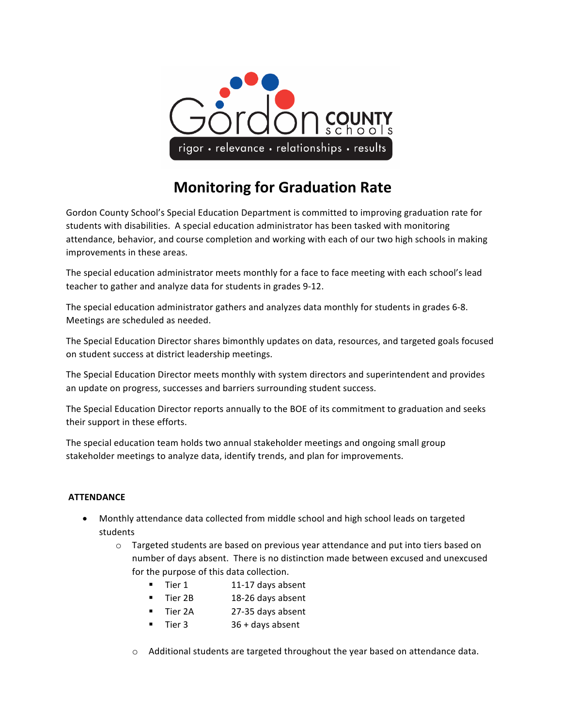Gordon COUNTY schools

rigor • relevance • relationships • results

# Monitoring for Graduation Rate

Gordon County School's Special Education Department is committed to improving graduation rate for students with disabilities. A special education administrator has been tasked with monitoring attendance, behavior, and course completion and working with each of our two high schools in making improvements in these areas.

The special education administrator meets monthly for a face to face meeting with each school's lead teacher to gather and analyze data for students in grades 9-12.

The special education administrator gathers and analyzes data monthly for students in grades 6-8. Meetings are scheduled as needed.

The Special Education Director shares bimonthly updates on data, resources, and targeted goals focused on student success at district leadership meetings.

The Special Education Director meets monthly with system directors and superintendent and provides an update on progress, successes and barriers surrounding student success.

The Special Education Director reports annually to the BOE of its commitment to graduation and seeks their support in these efforts.

The special education team holds two annual stakeholder meetings and ongoing small group stakeholder meetings to analyze data, identify trends, and plan for improvements.

**ATTENDANCE**

- Monthly attendance data collected from middle school and high school leads on targeted students
  - Targeted students are based on previous year attendance and put into tiers based on number of days absent. There is no distinction made between excused and unexcused for the purpose of this data collection.
    - Tier 1 11-17 days absent
    - Tier 2B 18-26 days absent
    - Tier 2A 27-35 days absent
    - Tier 3 36 + days absent
  - Additional students are targeted throughout the year based on attendance data.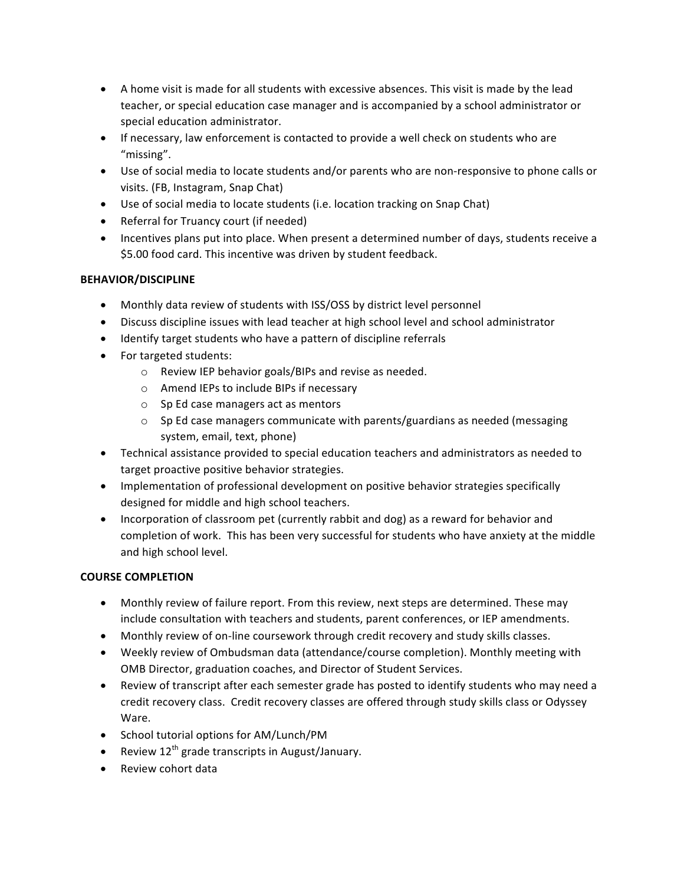- A home visit is made for all students with excessive absences. This visit is made by the lead teacher, or special education case manager and is accompanied by a school administrator or special education administrator.
- If necessary, law enforcement is contacted to provide a well check on students who are "missing".
- Use of social media to locate students and/or parents who are non-responsive to phone calls or visits. (FB, Instagram, Snap Chat)
- Use of social media to locate students (i.e. location tracking on Snap Chat)
- Referral for Truancy court (if needed)
- Incentives plans put into place. When present a determined number of days, students receive a $5.00 food card. This incentive was driven by student feedback.

**BEHAVIOR/DISCIPLINE**

- Monthly data review of students with ISS/OSS by district level personnel
- Discuss discipline issues with lead teacher at high school level and school administrator
- Identify target students who have a pattern of discipline referrals
- For targeted students:
  - Review IEP behavior goals/BIPs and revise as needed.
  - Amend IEPs to include BIPs if necessary
  - Sp Ed case managers act as mentors
  - Sp Ed case managers communicate with parents/guardians as needed (messaging system, email, text, phone)
- Technical assistance provided to special education teachers and administrators as needed to target proactive positive behavior strategies.
- Implementation of professional development on positive behavior strategies specifically designed for middle and high school teachers.
- Incorporation of classroom pet (currently rabbit and dog) as a reward for behavior and completion of work. This has been very successful for students who have anxiety at the middle and high school level.

**COURSE COMPLETION**

- Monthly review of failure report. From this review, next steps are determined. These may include consultation with teachers and students, parent conferences, or IEP amendments.
- Monthly review of on-line coursework through credit recovery and study skills classes.
- Weekly review of Ombudsman data (attendance/course completion). Monthly meeting with OMB Director, graduation coaches, and Director of Student Services.
- Review of transcript after each semester grade has posted to identify students who may need a credit recovery class. Credit recovery classes are offered through study skills class or Odyssey Ware.
- School tutorial options for AM/Lunch/PM
- Review 12th grade transcripts in August/January.
- Review cohort data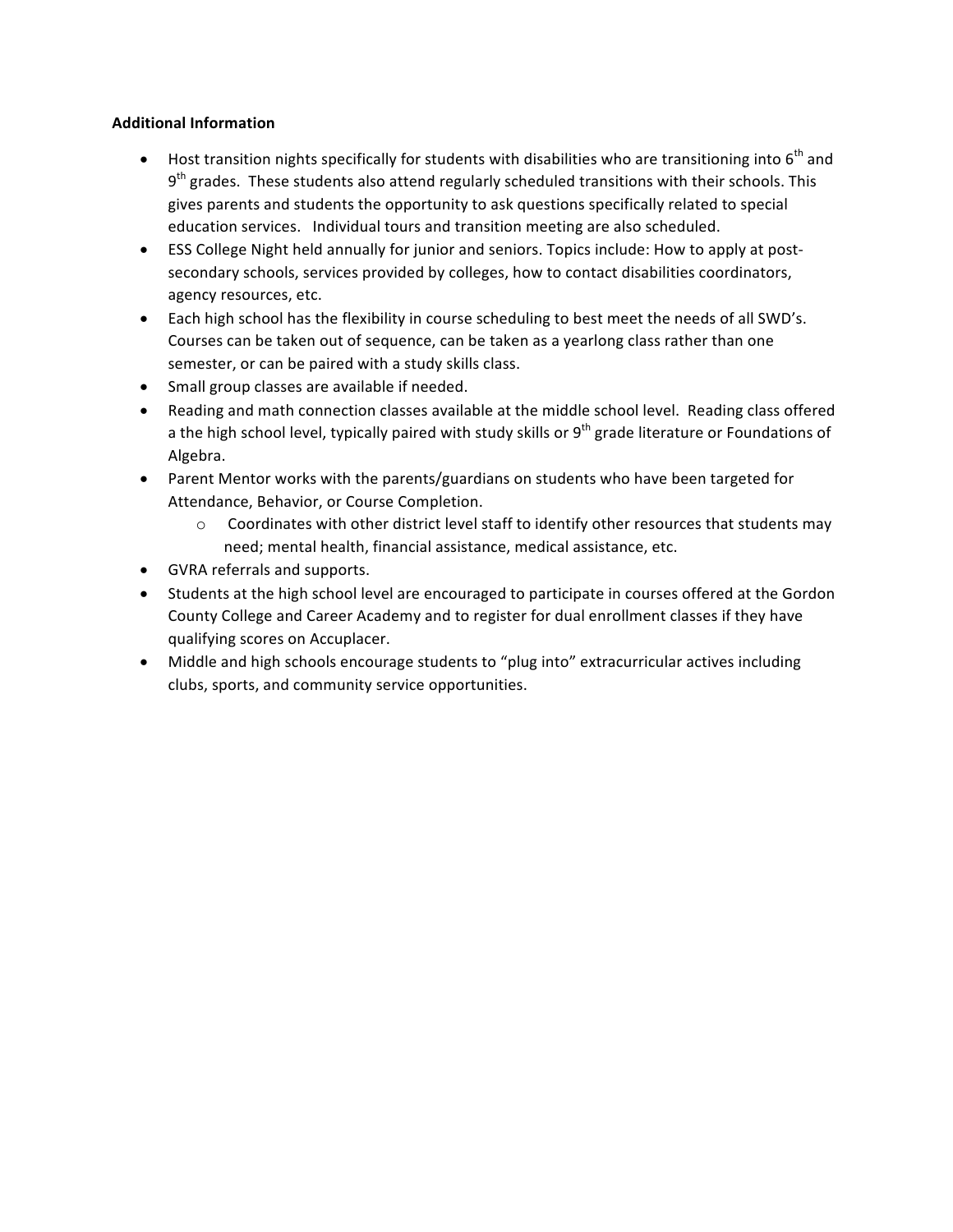**Additional Information**

- Host transition nights specifically for students with disabilities who are transitioning into 6th and 9th grades. These students also attend regularly scheduled transitions with their schools. This gives parents and students the opportunity to ask questions specifically related to special education services. Individual tours and transition meeting are also scheduled.
- ESS College Night held annually for junior and seniors. Topics include: How to apply at post-secondary schools, services provided by colleges, how to contact disabilities coordinators, agency resources, etc.
- Each high school has the flexibility in course scheduling to best meet the needs of all SWD's. Courses can be taken out of sequence, can be taken as a yearlong class rather than one semester, or can be paired with a study skills class.
- Small group classes are available if needed.
- Reading and math connection classes available at the middle school level. Reading class offered a the high school level, typically paired with study skills or 9th grade literature or Foundations of Algebra.
- Parent Mentor works with the parents/guardians on students who have been targeted for Attendance, Behavior, or Course Completion.
    - Coordinates with other district level staff to identify other resources that students may need; mental health, financial assistance, medical assistance, etc.
- GVRA referrals and supports.
- Students at the high school level are encouraged to participate in courses offered at the Gordon County College and Career Academy and to register for dual enrollment classes if they have qualifying scores on Accuplacer.
- Middle and high schools encourage students to "plug into" extracurricular actives including clubs, sports, and community service opportunities.